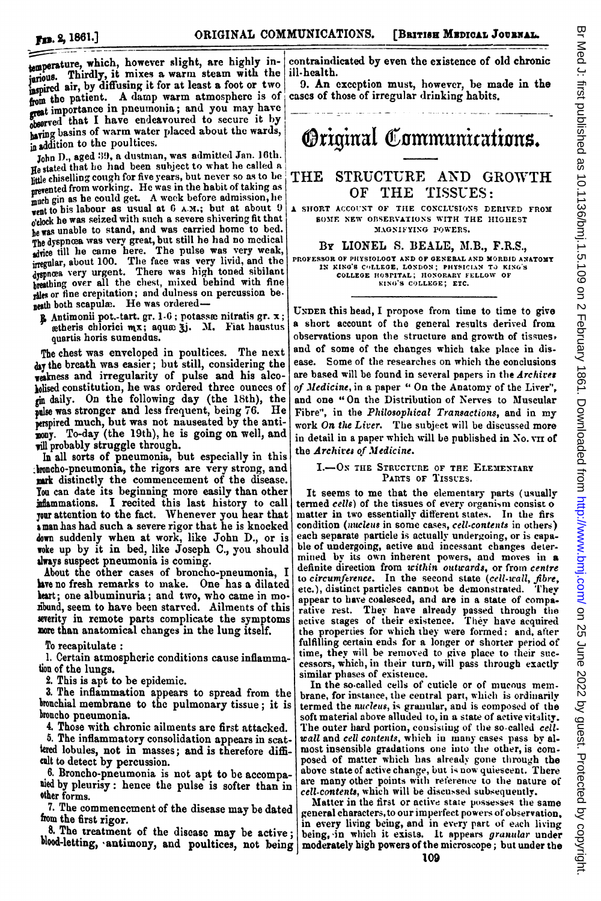temperature, which, however slight, are highly injurious. Thirdly, it mixes a warm steam with the inspired air, by diffusing it for at least a foot or two from the patient. A damp warm atmosphere is of great importance in pneumonia; and you may have observed that I have endeavoured to secure it by having basins of warm water placed about the wards, in addition to the poultices.

John D., aged 39, a dustman, was admitted Jan. 16th. He stated that he had been subject to what he called a little chiselling cough for five years, but never so as to be prevented from working. He was in the habit of taking as much gin as he could get. A week before admission, he went to his labour as usual at 6 A.M.; but at about 9 o'clock he was seized with such a severe shivering fit that he was unable to stand, and was carried home to bed. The dyspnœa was very great, but still he had no medical advice till he came here. The pulse was very weak, irregular, about 100. The face was very livid, and the dyspnœa very urgent. There was high toned sibilant breathing over all the chest, mixed behind with fine râles or fine crepitation; and dulness on percussion beneath both scapulæ. He was ordered—

℞ Antimonii pot.-tart. gr. 1-6; potassæ nitratis gr. x; ætheris chlorici ♏x; aquæ ℥j. M. Fiat haustus quartis horis sumendus.

The chest was enveloped in poultices. The next day the breath was easier; but still, considering the weakness and irregularity of pulse and his alcoholised constitution, he was ordered three ounces of gin daily. On the following day (the 18th), the pulse was stronger and less frequent, being 76. He perspired much, but was not nauseated by the antimony. To-day (the 19th), he is going on well, and will probably struggle through.

In all sorts of pneumonia, but especially in this broncho-pneumonia, the rigors are very strong, and mark distinctly the commencement of the disease. You can date its beginning more easily than other inflammations. I recited this last history to call your attention to the fact. Whenever you hear that a man has had such a severe rigor that he is knocked down suddenly when at work, like John D., or is woke up by it in bed, like Joseph C., you should always suspect pneumonia is coming.

About the other cases of broncho-pneumonia, I have no fresh remarks to make. One has a dilated heart; one albuminuria; and two, who came in moribund, seem to have been starved. Ailments of this severity in remote parts complicate the symptoms more than anatomical changes in the lung itself.

To recapitulate:

1. Certain atmospheric conditions cause inflammation of the lungs.
2. This is apt to be epidemic.
3. The inflammation appears to spread from the bronchial membrane to the pulmonary tissue; it is broncho pneumonia.
4. Those with chronic ailments are first attacked.
5. The inflammatory consolidation appears in scattered lobules, not in masses; and is therefore difficult to detect by percussion.
6. Broncho-pneumonia is not apt to be accompanied by pleurisy: hence the pulse is softer than in other forms.
7. The commencement of the disease may be dated from the first rigor.
8. The treatment of the disease may be active; blood-letting, antimony, and poultices, not being contraindicated by even the existence of old chronic ill-health.
9. An exception must, however, be made in the cases of those of irregular drinking habits.

# Original Communications.

## THE STRUCTURE AND GROWTH OF THE TISSUES:

A SHORT ACCOUNT OF THE CONCLUSIONS DERIVED FROM SOME NEW OBSERVATIONS WITH THE HIGHEST MAGNIFYING POWERS.

By LIONEL S. BEALE, M.B., F.R.S.,

PROFESSOR OF PHYSIOLOGY AND OF GENERAL AND MORBID ANATOMY IN KING'S COLLEGE, LONDON; PHYSICIAN TO KING'S COLLEGE HOSPITAL; HONORARY FELLOW OF KING'S COLLEGE; ETC.

UNDER this head, I propose from time to time to give a short account of the general results derived from observations upon the structure and growth of tissues, and of some of the changes which take place in disease. Some of the researches on which the conclusions are based will be found in several papers in the *Archives of Medicine*, in a paper "On the Anatomy of the Liver", and one "On the Distribution of Nerves to Muscular Fibre", in the *Philosophical Transactions*, and in my work *On the Liver*. The subject will be discussed more in detail in a paper which will be published in No. VII of the *Archives of Medicine*.

### I.—ON THE STRUCTURE OF THE ELEMENTARY PARTS OF TISSUES.

It seems to me that the elementary parts (usually termed *cells*) of the tissues of every organism consist o matter in two essentially different states. In the firs condition (*nucleus* in some cases, *cell-contents* in others) each separate particle is actually undergoing, or is capable of undergoing, active and incessant changes determined by its own inherent powers, and moves in a definite direction from *within outwards*, or from *centre to circumference*. In the second state (*cell-wall*, *fibre*, etc.), distinct particles cannot be demonstrated. They appear to have coalesced, and are in a state of comparative rest. They have already passed through the active stages of their existence. They have acquired the properties for which they were formed: and, after fulfilling certain ends for a longer or shorter period of time, they will be removed to give place to their successors, which, in their turn, will pass through exactly similar phases of existence.

In the so-called cells of cuticle or of mucous membrane, for instance, the central part, which is ordinarily termed the *nucleus*, is granular, and is composed of the soft material above alluded to, in a state of active vitality. The outer hard portion, consisting of the so-called *cell-wall* and *cell contents*, which in many cases pass by almost insensible gradations one into the other, is composed of matter which has already gone through the above state of active change, but is now quiescent. There are many other points with reference to the nature of *cell-contents*, which will be discussed subsequently.

Matter in the first or active state possesses the same general characters, to our imperfect powers of observation, in every living being, and in every part of each living being, in which it exists. It appears *granular* under moderately high powers of the microscope; but under the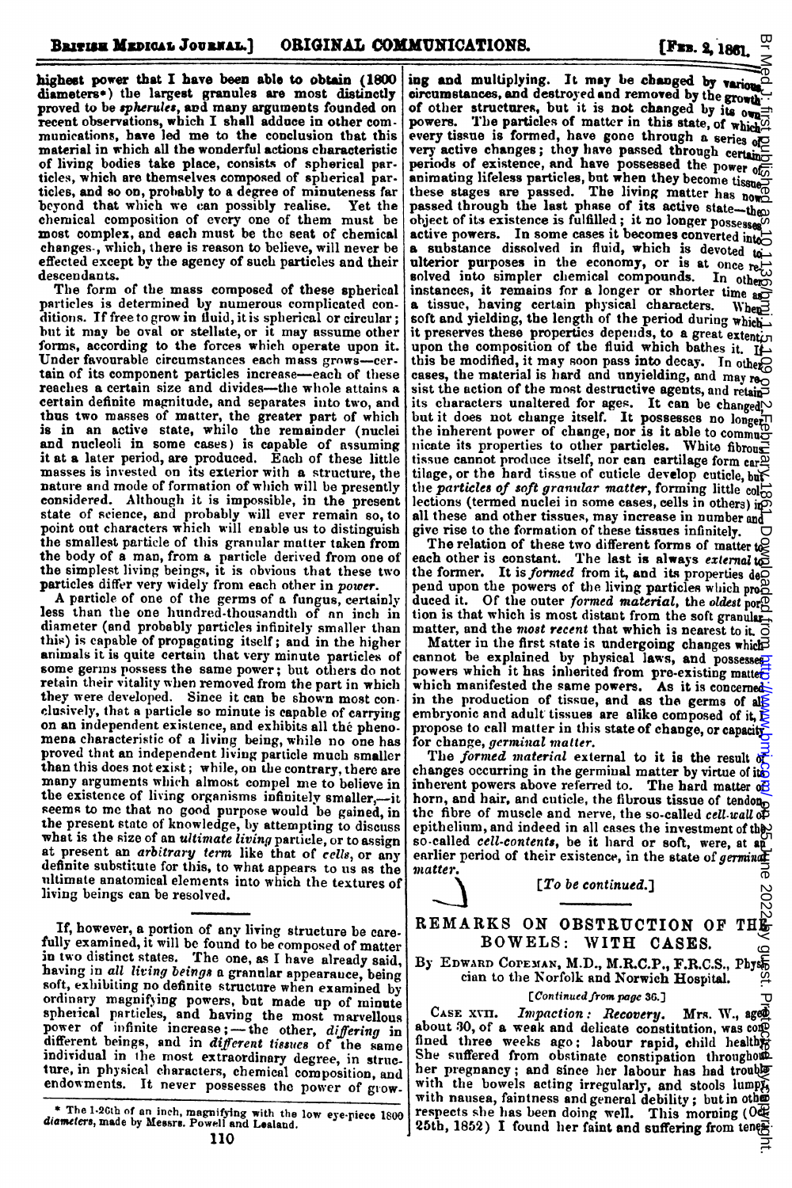highest power that I have been able to obtain (1800 diameters*) the largest granules are most distinctly proved to be *spherules*, and many arguments founded on recent observations, which I shall adduce in other communications, have led me to the conclusion that this material in which all the wonderful actions characteristic of living bodies take place, consists of spherical particles, which are themselves composed of spherical particles, and so on, probably to a degree of minuteness far beyond that which we can possibly realise. Yet the chemical composition of every one of them must be most complex, and each must be the seat of chemical changes, which, there is reason to believe, will never be effected except by the agency of such particles and their descendants.

The form of the mass composed of these spherical particles is determined by numerous complicated conditions. If free to grow in fluid, it is spherical or circular; but it may be oval or stellate, or it may assume other forms, according to the forces which operate upon it. Under favourable circumstances each mass grows—certain of its component particles increase—each of these reaches a certain size and divides—the whole attains a certain definite magnitude, and separates into two, and thus two masses of matter, the greater part of which is in an active state, while the remainder (nuclei and nucleoli in some cases) is capable of assuming it at a later period, are produced. Each of these little masses is invested on its exterior with a structure, the nature and mode of formation of which will be presently considered. Although it is impossible, in the present state of science, and probably will ever remain so, to point out characters which will enable us to distinguish the smallest particle of this granular matter taken from the body of a man, from a particle derived from one of the simplest living beings, it is obvious that these two particles differ very widely from each other in *power*.

A particle of one of the germs of a fungus, certainly less than the one hundred-thousandth of an inch in diameter (and probably particles infinitely smaller than this) is capable of propagating itself; and in the higher animals it is quite certain that very minute particles of some germs possess the same power; but others do not retain their vitality when removed from the part in which they were developed. Since it can be shown most conclusively, that a particle so minute is capable of carrying on an independent existence, and exhibits all the phenomena characteristic of a living being, while no one has proved that an independent living particle much smaller than this does not exist; while, on the contrary, there are many arguments which almost compel me to believe in the existence of living organisms infinitely smaller,—it seems to me that no good purpose would be gained, in the present state of knowledge, by attempting to discuss what is the size of an *ultimate living* particle, or to assign at present an *arbitrary term* like that of *cells*, or any definite substitute for this, to what appears to us as the ultimate anatomical elements into which the textures of living beings can be resolved.

If, however, a portion of any living structure be carefully examined, it will be found to be composed of matter in two distinct states. The one, as I have already said, having in *all living beings* a granular appearance, being soft, exhibiting no definite structure when examined by ordinary magnifying powers, but made up of minute spherical particles, and having the most marvellous power of infinite increase;—the other, *differing* in different beings, and in *different tissues* of the same individual in the most extraordinary degree, in structure, in physical characters, chemical composition, and endowments. It never possesses the power of growing and multiplying. It may be changed by various circumstances, and destroyed and removed by the growth of other structures, but it is not changed by its own powers. The particles of matter in this state, of which every tissue is formed, have gone through a series of very active changes; they have passed through certain periods of existence, and have possessed the power of animating lifeless particles, but when they become tissue these stages are passed. The living matter has now passed through the last phase of its active state—the object of its existence is fulfilled; it no longer possesses active powers. In some cases it becomes converted into a substance dissolved in fluid, which is devoted to ulterior purposes in the economy, or is at once resolved into simpler chemical compounds. In other instances, it remains for a longer or shorter time as a tissue, having certain physical characters. When soft and yielding, the length of the period during which it preserves these properties depends, to a great extent, upon the composition of the fluid which bathes it. If this be modified, it may soon pass into decay. In other cases, the material is hard and unyielding, and may resist the action of the most destructive agents, and retain its characters unaltered for ages. It can be changed, but it does not change itself. It possesses no longer the inherent power of change, nor is it able to communicate its properties to other particles. White fibrous tissue cannot produce itself, nor can cartilage form cartilage, or the hard tissue of cuticle develop cuticle, but the *particles of soft granular matter*, forming little collections (termed nuclei in some cases, cells in others) in all these and other tissues, may increase in number and give rise to the formation of these tissues infinitely.

The relation of these two different forms of matter to each other is constant. The last is always *external* to the former. It is *formed* from it, and its properties depend upon the powers of the living particles which produced it. Of the outer *formed material*, the *oldest* portion is that which is most distant from the soft granular matter, and the *most recent* that which is nearest to it.

Matter in the first state is undergoing changes which cannot be explained by physical laws, and possesses powers which it has inherited from pre-existing matter which manifested the same powers. As it is concerned in the production of tissue, and as the germs of all embryonic and adult tissues are alike composed of it, I propose to call matter in this state of change, or capacity for change, *germinal matter*.

The *formed material* external to it is the result of changes occurring in the germinal matter by virtue of its inherent powers above referred to. The hard matter of horn, and hair, and cuticle, the fibrous tissue of tendon, the fibre of muscle and nerve, the so-called *cell-wall* of epithelium, and indeed in all cases the investment of the so-called *cell-contents*, be it hard or soft, were, at an earlier period of their existence, in the state of *germinal matter*.

[*To be continued.*]

* The 1-26th of an inch, magnifying with the low eye-piece 1800 *diameters*, made by Messrs. Powell and Lealand.

## REMARKS ON OBSTRUCTION OF THE BOWELS: WITH CASES.

By Edward Copeman, M.D., M.R.C.P., F.R.C.S., Physician to the Norfolk and Norwich Hospital.

[*Continued from page 36.*]

Case xvii. *Impaction: Recovery.* Mrs. W., aged about 30, of a weak and delicate constitution, was confined three weeks ago; labour rapid, child healthy. She suffered from obstinate constipation throughout her pregnancy; and since her labour has had trouble with the bowels acting irregularly, and stools lumpy, with nausea, faintness and general debility; but in other respects she has been doing well. This morning (Oct. 25th, 1852) I found her faint and suffering from tenes-